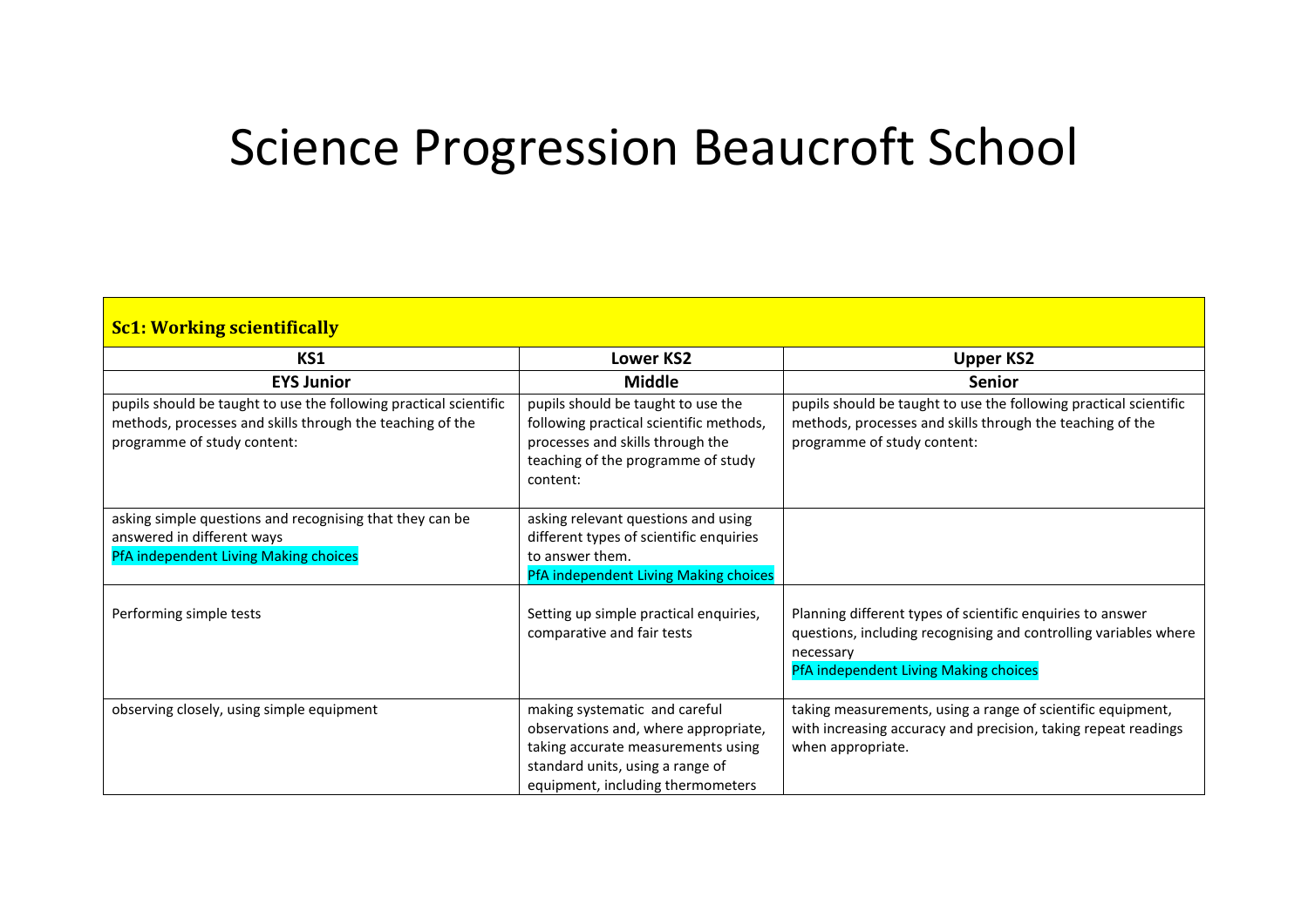# Science Progression Beaucroft School

| **Sc1: Working scientifically** | | |
|---|---|---|
| **KS1** | **Lower KS2** | **Upper KS2** |
| **EYS Junior** | **Middle** | **Senior** |
| pupils should be taught to use the following practical scientific methods, processes and skills through the teaching of the programme of study content: | pupils should be taught to use the following practical scientific methods, processes and skills through the teaching of the programme of study content: | pupils should be taught to use the following practical scientific methods, processes and skills through the teaching of the programme of study content: |
| asking simple questions and recognising that they can be answered in different ways<br>PfA independent Living Making choices | asking relevant questions and using different types of scientific enquiries to answer them.<br>PfA independent Living Making choices | |
| Performing simple tests | Setting up simple practical enquiries, comparative and fair tests | Planning different types of scientific enquiries to answer questions, including recognising and controlling variables where necessary<br>PfA independent Living Making choices |
| observing closely, using simple equipment | making systematic and careful observations and, where appropriate, taking accurate measurements using standard units, using a range of equipment, including thermometers | taking measurements, using a range of scientific equipment, with increasing accuracy and precision, taking repeat readings when appropriate. |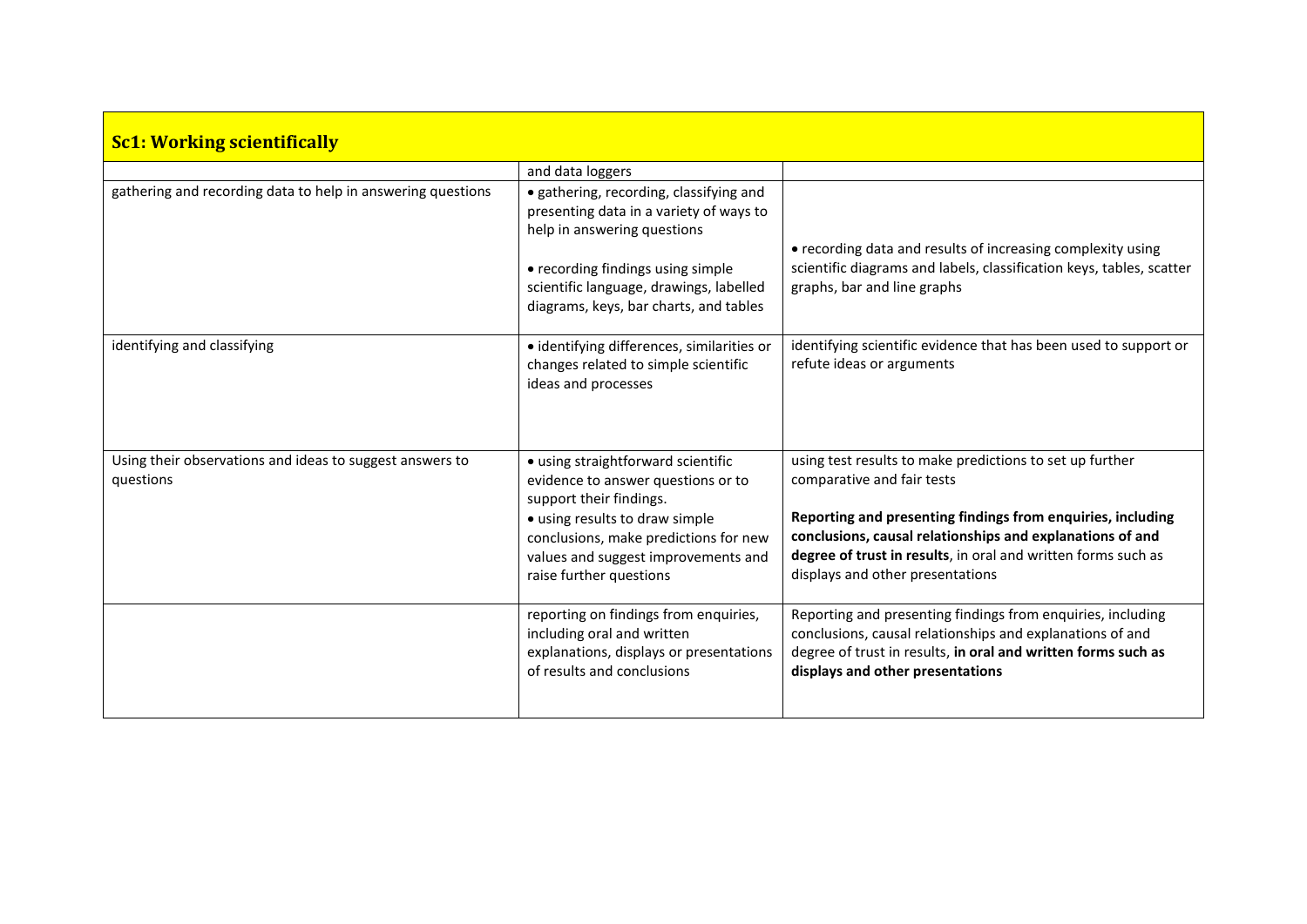## Sc1: Working scientifically

| | | |
|---|---|---|
| | and data loggers | |
| gathering and recording data to help in answering questions | • gathering, recording, classifying and presenting data in a variety of ways to help in answering questions<br><br>• recording findings using simple scientific language, drawings, labelled diagrams, keys, bar charts, and tables | • recording data and results of increasing complexity using scientific diagrams and labels, classification keys, tables, scatter graphs, bar and line graphs |
| identifying and classifying | • identifying differences, similarities or changes related to simple scientific ideas and processes | identifying scientific evidence that has been used to support or refute ideas or arguments |
| Using their observations and ideas to suggest answers to questions | • using straightforward scientific evidence to answer questions or to support their findings.<br>• using results to draw simple conclusions, make predictions for new values and suggest improvements and raise further questions | using test results to make predictions to set up further comparative and fair tests<br><br>**Reporting and presenting findings from enquiries, including conclusions, causal relationships and explanations of and degree of trust in results**, in oral and written forms such as displays and other presentations |
| | reporting on findings from enquiries, including oral and written explanations, displays or presentations of results and conclusions | Reporting and presenting findings from enquiries, including conclusions, causal relationships and explanations of and degree of trust in results, **in oral and written forms such as displays and other presentations** |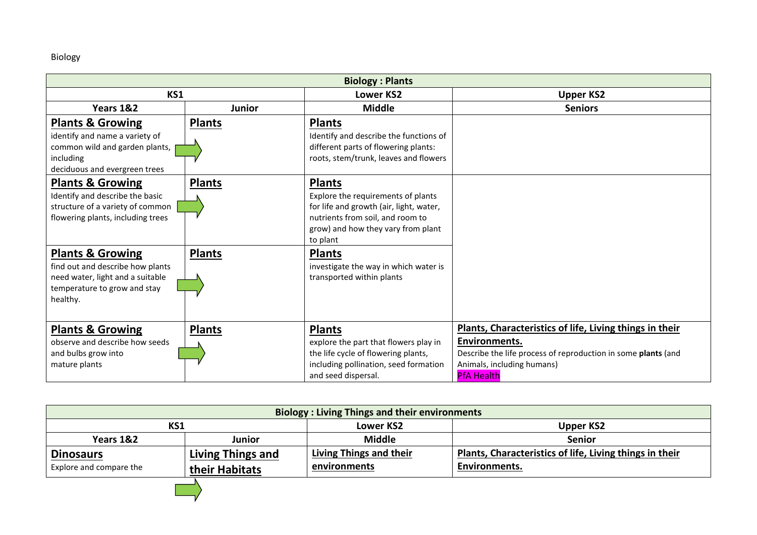Biology

| Biology : Plants | | | |
|---|---|---|---|
| KS1 | | Lower KS2 | Upper KS2 |
| Years 1&2 | Junior | Middle | Seniors |
| **Plants & Growing** identify and name a variety of common wild and garden plants, including deciduous and evergreen trees | **Plants** → | **Plants** Identify and describe the functions of different parts of flowering plants: roots, stem/trunk, leaves and flowers | |
| **Plants & Growing** Identify and describe the basic structure of a variety of common flowering plants, including trees | **Plants** → | **Plants** Explore the requirements of plants for life and growth (air, light, water, nutrients from soil, and room to grow) and how they vary from plant to plant | |
| **Plants & Growing** find out and describe how plants need water, light and a suitable temperature to grow and stay healthy. | **Plants** → | **Plants** investigate the way in which water is transported within plants | |
| **Plants & Growing** observe and describe how seeds and bulbs grow into mature plants | **Plants** → | **Plants** explore the part that flowers play in the life cycle of flowering plants, including pollination, seed formation and seed dispersal. | **Plants, Characteristics of life, Living things in their Environments.** Describe the life process of reproduction in some **plants** (and Animals, including humans) PfA Health |

| Biology : Living Things and their environments | | | |
|---|---|---|---|
| KS1 | | Lower KS2 | Upper KS2 |
| Years 1&2 | Junior | Middle | Senior |
| **Dinosaurs** Explore and compare the | **Living Things and their Habitats** → | **Living Things and their environments** | **Plants, Characteristics of life, Living things in their Environments.** |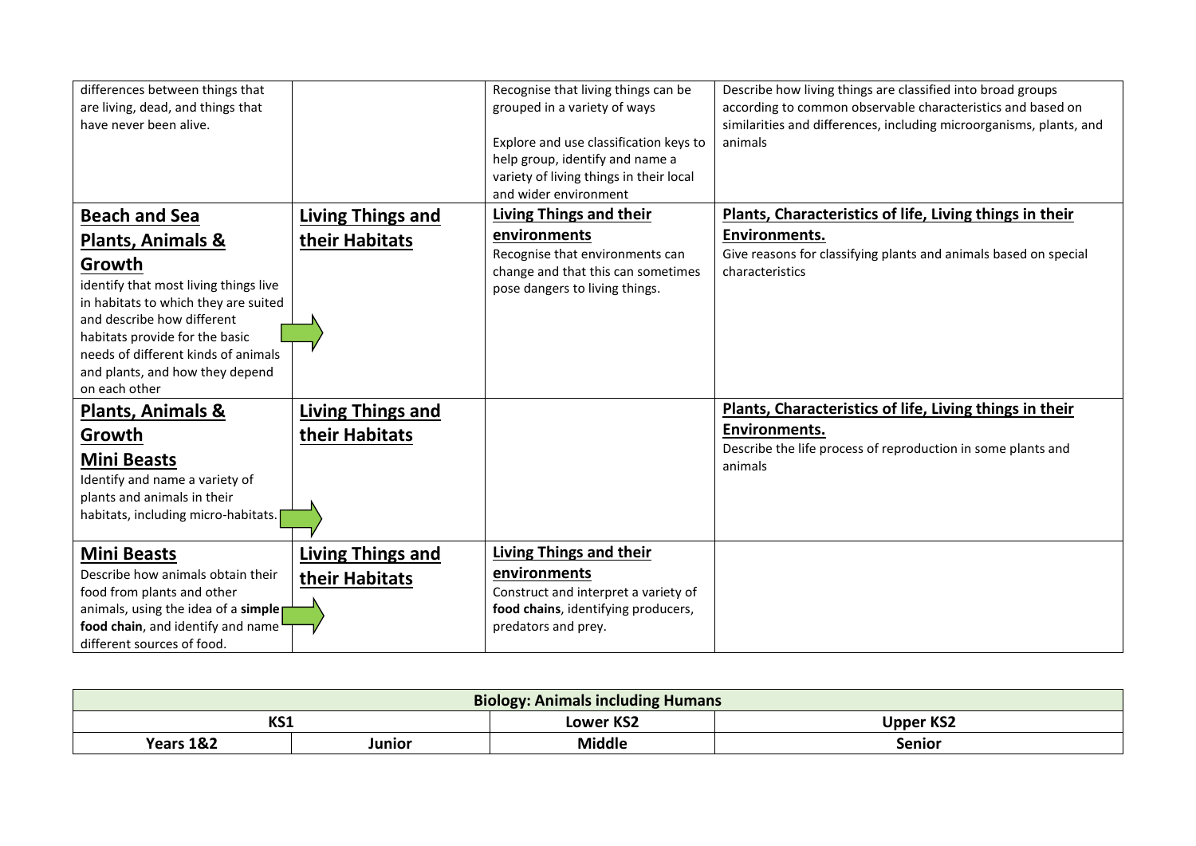| | | | |
|---|---|---|---|
| differences between things that are living, dead, and things that have never been alive. | | Recognise that living things can be grouped in a variety of ways<br><br>Explore and use classification keys to help group, identify and name a variety of living things in their local and wider environment | Describe how living things are classified into broad groups according to common observable characteristics and based on similarities and differences, including microorganisms, plants, and animals |
| **Beach and Sea**<br>**Plants, Animals & Growth**<br>identify that most living things live in habitats to which they are suited and describe how different habitats provide for the basic needs of different kinds of animals and plants, and how they depend on each other | **Living Things and their Habitats** | **Living Things and their environments**<br>Recognise that environments can change and that this can sometimes pose dangers to living things. | **Plants, Characteristics of life, Living things in their Environments.**<br>Give reasons for classifying plants and animals based on special characteristics |
| **Plants, Animals & Growth**<br>**Mini Beasts**<br>Identify and name a variety of plants and animals in their habitats, including micro-habitats. | **Living Things and their Habitats** | | **Plants, Characteristics of life, Living things in their Environments.**<br>Describe the life process of reproduction in some plants and animals |
| **Mini Beasts**<br>Describe how animals obtain their food from plants and other animals, using the idea of a **simple food chain**, and identify and name different sources of food. | **Living Things and their Habitats** | **Living Things and their environments**<br>Construct and interpret a variety of **food chains**, identifying producers, predators and prey. | |

| **Biology: Animals including Humans** | | | |
|---|---|---|---|
| **KS1** | | **Lower KS2** | **Upper KS2** |
| **Years 1&2** | **Junior** | **Middle** | **Senior** |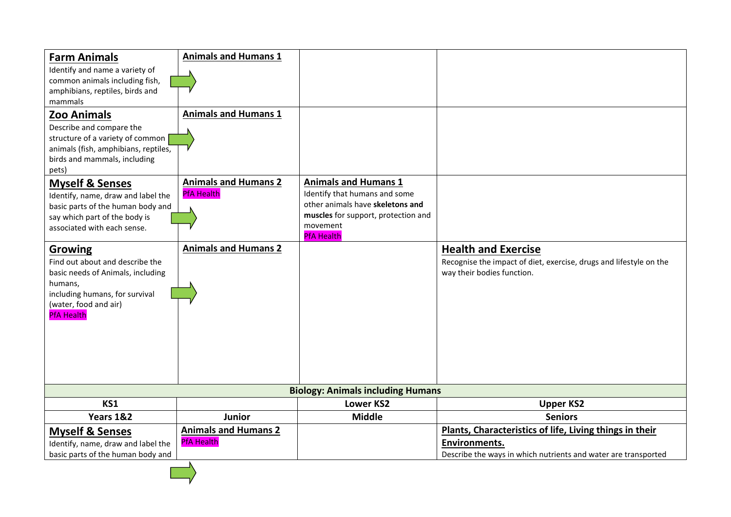| | | | |
|---|---|---|---|
| **Farm Animals**<br>Identify and name a variety of common animals including fish, amphibians, reptiles, birds and mammals | **Animals and Humans 1** | | |
| **Zoo Animals**<br>Describe and compare the structure of a variety of common animals (fish, amphibians, reptiles, birds and mammals, including pets) | **Animals and Humans 1** | | |
| **Myself & Senses**<br>Identify, name, draw and label the basic parts of the human body and say which part of the body is associated with each sense. | **Animals and Humans 2**<br>PfA Health | **Animals and Humans 1**<br>Identify that humans and some other animals have **skeletons and muscles** for support, protection and movement<br>PfA Health | |
| **Growing**<br>Find out about and describe the basic needs of Animals, including humans,<br>including humans, for survival (water, food and air)<br>PfA Health | **Animals and Humans 2** | | **Health and Exercise**<br>Recognise the impact of diet, exercise, drugs and lifestyle on the way their bodies function. |

| **Biology: Animals including Humans** | | | |
|---|---|---|---|
| **KS1** | | **Lower KS2** | **Upper KS2** |
| **Years 1&2** | **Junior** | **Middle** | **Seniors** |
| **Myself & Senses**<br>Identify, name, draw and label the basic parts of the human body and | **Animals and Humans 2**<br>PfA Health | | **Plants, Characteristics of life, Living things in their Environments.**<br>Describe the ways in which nutrients and water are transported |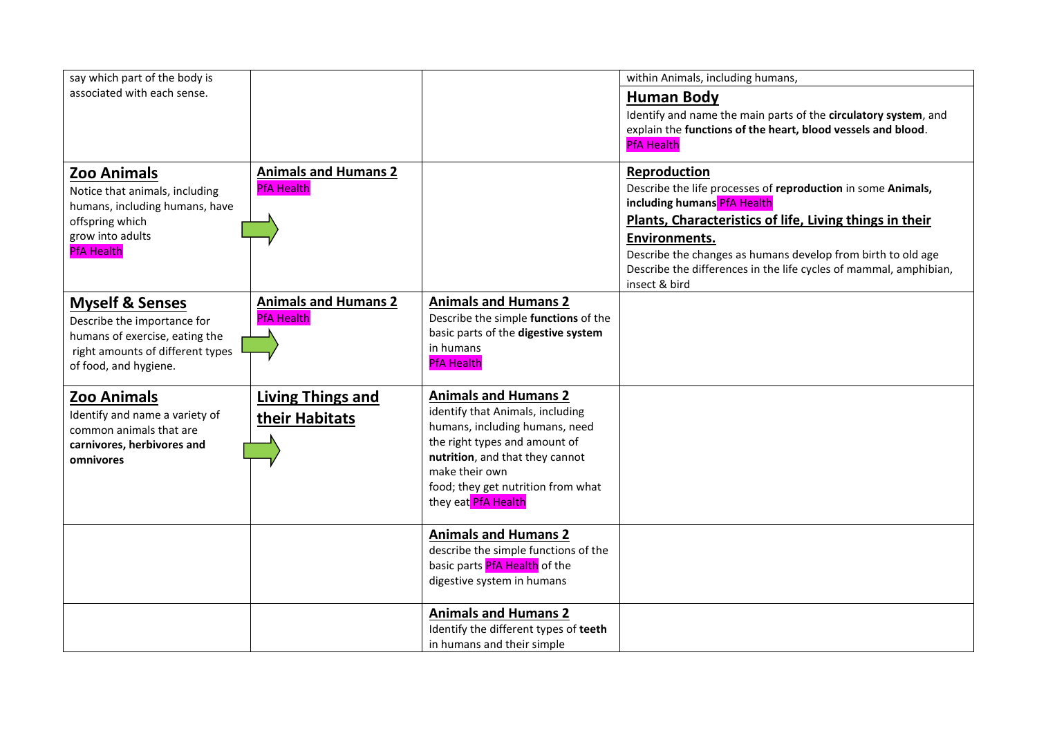| | | | |
|---|---|---|---|
| say which part of the body is associated with each sense. | | | within Animals, including humans,<br>**Human Body**<br>Identify and name the main parts of the **circulatory system**, and explain the **functions of the heart, blood vessels and blood**.<br>PfA Health |
| **Zoo Animals**<br>Notice that animals, including humans, including humans, have offspring which grow into adults<br>PfA Health | **Animals and Humans 2**<br>PfA Health | | **Reproduction**<br>Describe the life processes of **reproduction** in some **Animals, including humans** PfA Health<br>**Plants, Characteristics of life, Living things in their Environments.**<br>Describe the changes as humans develop from birth to old age<br>Describe the differences in the life cycles of mammal, amphibian, insect & bird |
| **Myself & Senses**<br>Describe the importance for humans of exercise, eating the right amounts of different types of food, and hygiene. | **Animals and Humans 2**<br>PfA Health | **Animals and Humans 2**<br>Describe the simple **functions** of the basic parts of the **digestive system** in humans<br>PfA Health | |
| **Zoo Animals**<br>Identify and name a variety of common animals that are **carnivores, herbivores and omnivores** | **Living Things and their Habitats** | **Animals and Humans 2**<br>identify that Animals, including humans, including humans, need the right types and amount of **nutrition**, and that they cannot make their own food; they get nutrition from what they eat PfA Health | |
| | | **Animals and Humans 2**<br>describe the simple functions of the basic parts PfA Health of the digestive system in humans | |
| | | **Animals and Humans 2**<br>Identify the different types of **teeth** in humans and their simple | |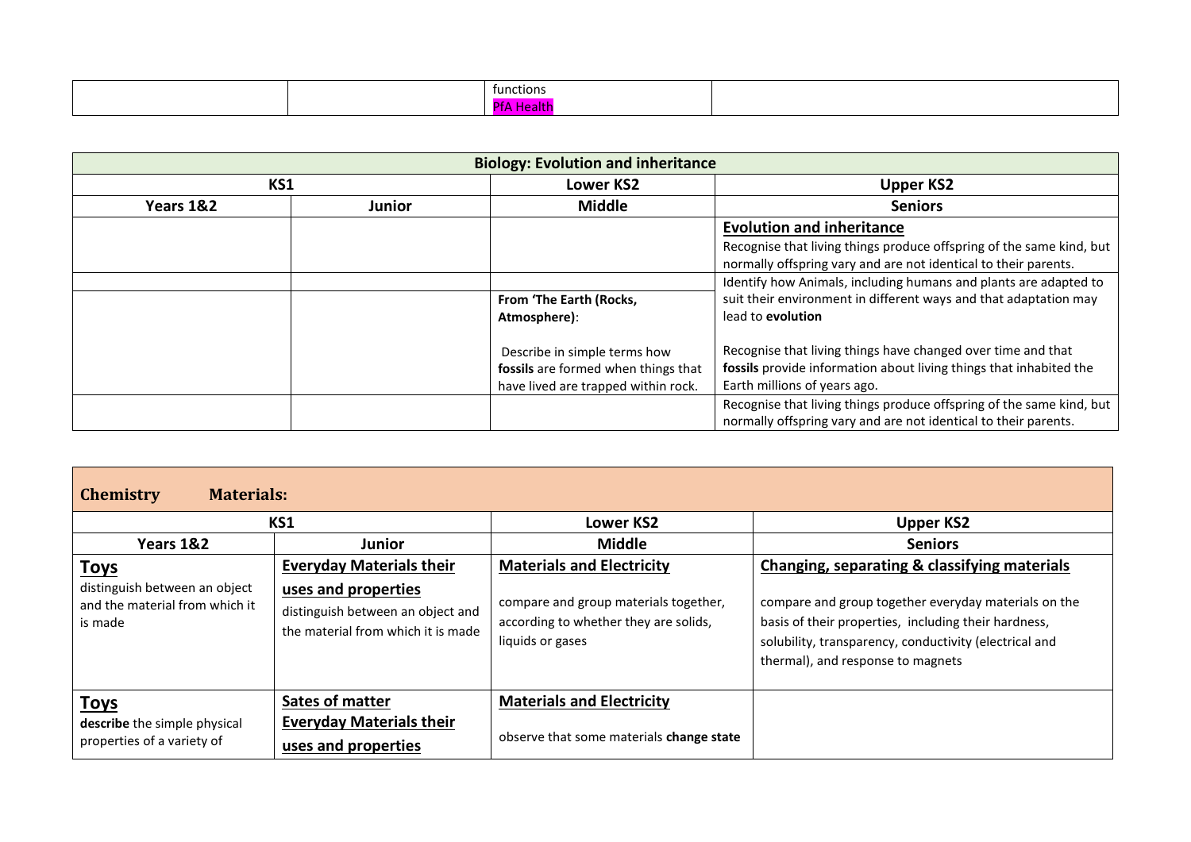| | | functions<br>PfA Health | |
|---|---|---|---|

| **Biology: Evolution and inheritance** | | | |
|---|---|---|---|
| **KS1** | | **Lower KS2** | **Upper KS2** |
| **Years 1&2** | **Junior** | **Middle** | **Seniors** |
| | | | **Evolution and inheritance**<br>Recognise that living things produce offspring of the same kind, but normally offspring vary and are not identical to their parents. |
| | | | Identify how Animals, including humans and plants are adapted to suit their environment in different ways and that adaptation may lead to **evolution** |
| | | **From 'The Earth (Rocks, Atmosphere)**:<br><br>Describe in simple terms how **fossils** are formed when things that have lived are trapped within rock. | Recognise that living things have changed over time and that **fossils** provide information about living things that inhabited the Earth millions of years ago. |
| | | | Recognise that living things produce offspring of the same kind, but normally offspring vary and are not identical to their parents. |

| **Chemistry Materials:** | | | |
|---|---|---|---|
| **KS1** | | **Lower KS2** | **Upper KS2** |
| **Years 1&2** | **Junior** | **Middle** | **Seniors** |
| **Toys**<br>distinguish between an object and the material from which it is made | **Everyday Materials their uses and properties**<br>distinguish between an object and the material from which it is made | **Materials and Electricity**<br><br>compare and group materials together, according to whether they are solids, liquids or gases | **Changing, separating & classifying materials**<br><br>compare and group together everyday materials on the basis of their properties, including their hardness, solubility, transparency, conductivity (electrical and thermal), and response to magnets |
| **Toys**<br>**describe** the simple physical properties of a variety of | **Sates of matter**<br>**Everyday Materials their uses and properties** | **Materials and Electricity**<br><br>observe that some materials **change state** | |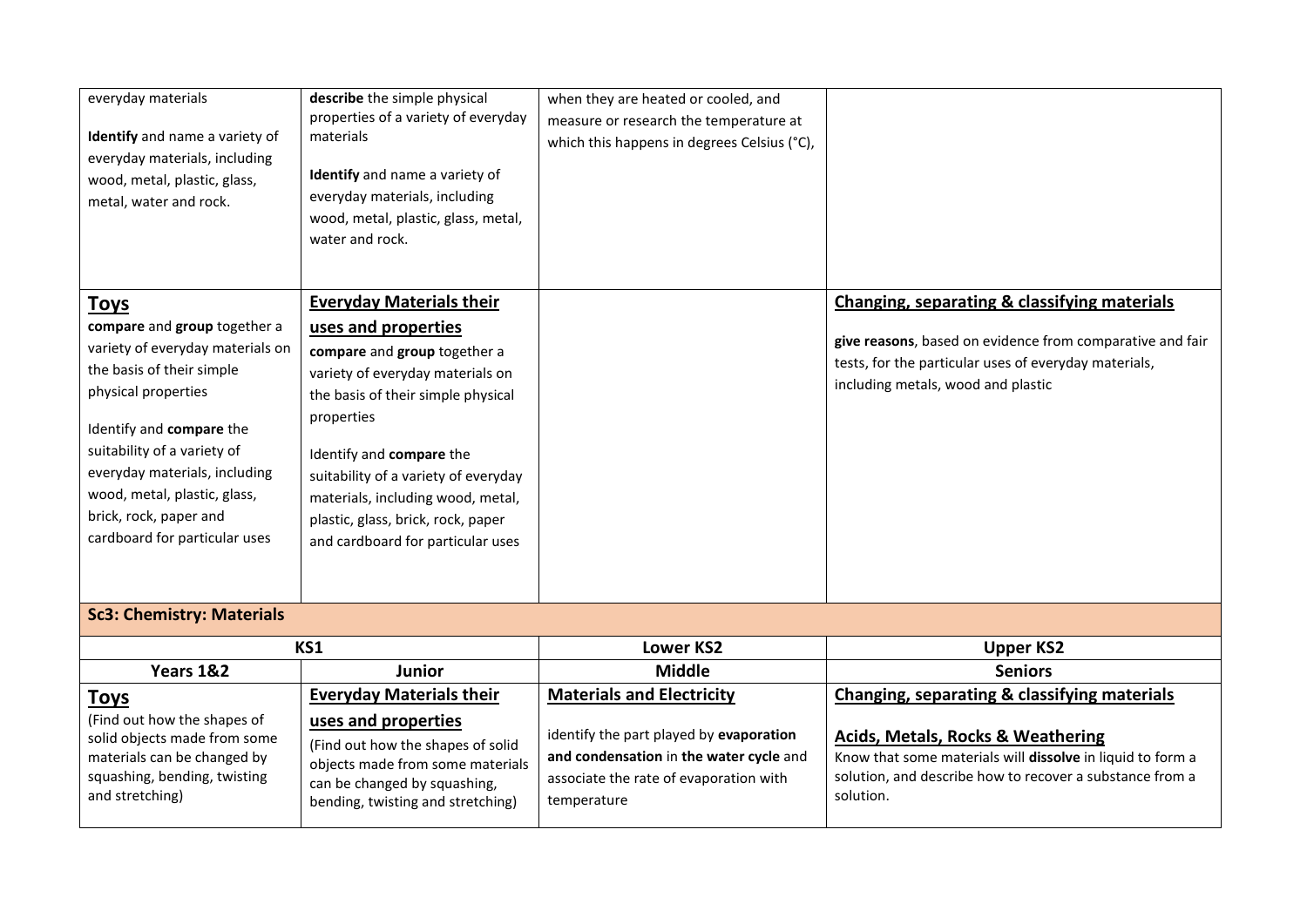| | | | |
|---|---|---|---|
| everyday materials<br><br>**Identify** and name a variety of everyday materials, including wood, metal, plastic, glass, metal, water and rock. | **describe** the simple physical properties of a variety of everyday materials<br><br>**Identify** and name a variety of everyday materials, including wood, metal, plastic, glass, metal, water and rock. | when they are heated or cooled, and measure or research the temperature at which this happens in degrees Celsius (°C), | |
| **Toys**<br>**compare** and **group** together a variety of everyday materials on the basis of their simple physical properties<br><br>Identify and **compare** the suitability of a variety of everyday materials, including wood, metal, plastic, glass, brick, rock, paper and cardboard for particular uses | **Everyday Materials their uses and properties**<br>**compare** and **group** together a variety of everyday materials on the basis of their simple physical properties<br><br>Identify and **compare** the suitability of a variety of everyday materials, including wood, metal, plastic, glass, brick, rock, paper and cardboard for particular uses | | **Changing, separating & classifying materials**<br><br>**give reasons**, based on evidence from comparative and fair tests, for the particular uses of everyday materials, including metals, wood and plastic |

**Sc3: Chemistry: Materials**

| KS1 | | Lower KS2 | Upper KS2 |
|---|---|---|---|
| **Years 1&2** | **Junior** | **Middle** | **Seniors** |
| **Toys**<br>(Find out how the shapes of solid objects made from some materials can be changed by squashing, bending, twisting and stretching) | **Everyday Materials their uses and properties**<br>(Find out how the shapes of solid objects made from some materials can be changed by squashing, bending, twisting and stretching) | **Materials and Electricity**<br><br>identify the part played by **evaporation and condensation** in **the water cycle** and associate the rate of evaporation with temperature | **Changing, separating & classifying materials**<br><br>**Acids, Metals, Rocks & Weathering**<br>Know that some materials will **dissolve** in liquid to form a solution, and describe how to recover a substance from a solution. |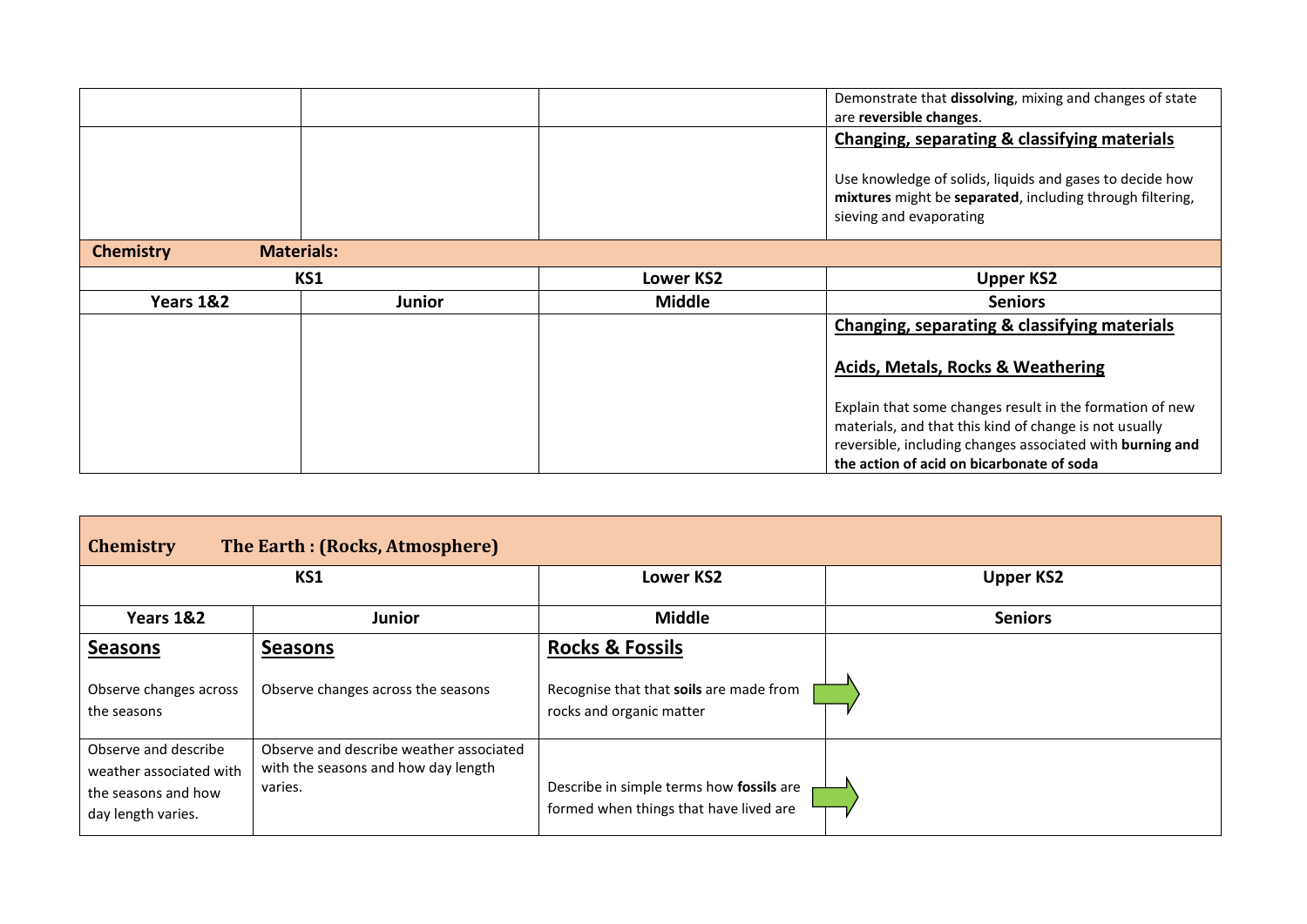| | | | Demonstrate that **dissolving**, mixing and changes of state are **reversible changes**. |
|---|---|---|---|
| | | | **Changing, separating & classifying materials**<br><br>Use knowledge of solids, liquids and gases to decide how **mixtures** might be **separated**, including through filtering, sieving and evaporating |

| **Chemistry** | **Materials:** | | |
|---|---|---|---|
| **KS1** | | **Lower KS2** | **Upper KS2** |
| **Years 1&2** | **Junior** | **Middle** | **Seniors** |
| | | | **Changing, separating & classifying materials**<br><br>**Acids, Metals, Rocks & Weathering**<br><br>Explain that some changes result in the formation of new materials, and that this kind of change is not usually reversible, including changes associated with **burning and the action of acid on bicarbonate of soda** |

| **Chemistry** | **The Earth : (Rocks, Atmosphere)** | | |
|---|---|---|---|
| **KS1** | | **Lower KS2** | **Upper KS2** |
| **Years 1&2** | **Junior** | **Middle** | **Seniors** |
| **Seasons**<br><br>Observe changes across the seasons | **Seasons**<br><br>Observe changes across the seasons | **Rocks & Fossils**<br><br>Recognise that that **soils** are made from rocks and organic matter | |
| Observe and describe weather associated with the seasons and how day length varies. | Observe and describe weather associated with the seasons and how day length varies. | Describe in simple terms how **fossils** are formed when things that have lived are | |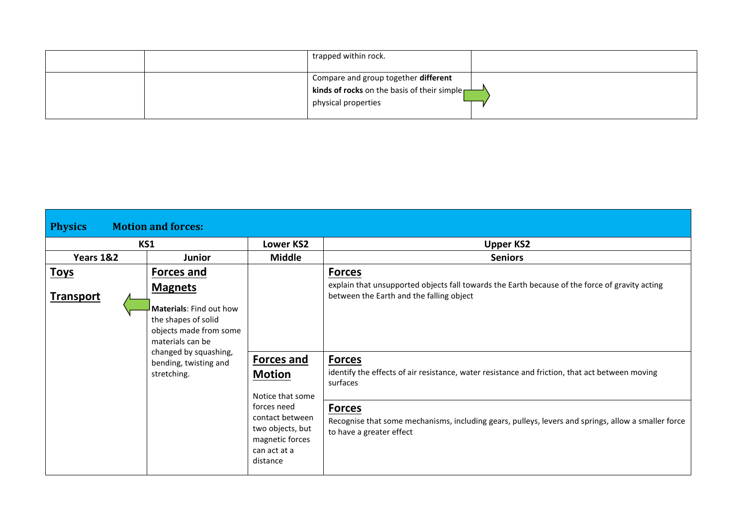| | | trapped within rock. | |
|---|---|---|---|
| | | Compare and group together **different kinds of rocks** on the basis of their simple physical properties | |

## Physics Motion and forces:

| KS1 | | Lower KS2 | Upper KS2 |
|---|---|---|---|
| **Years 1&2** | **Junior** | **Middle** | **Seniors** |
| **Toys**<br><br>**Transport** | **Forces and Magnets**<br><br>**Materials**: Find out how the shapes of solid objects made from some materials can be changed by squashing, bending, twisting and stretching. | | **Forces**<br>explain that unsupported objects fall towards the Earth because of the force of gravity acting between the Earth and the falling object |
| | | **Forces and Motion**<br><br>Notice that some forces need contact between two objects, but magnetic forces can act at a distance | **Forces**<br>identify the effects of air resistance, water resistance and friction, that act between moving surfaces |
| | | | **Forces**<br>Recognise that some mechanisms, including gears, pulleys, levers and springs, allow a smaller force to have a greater effect |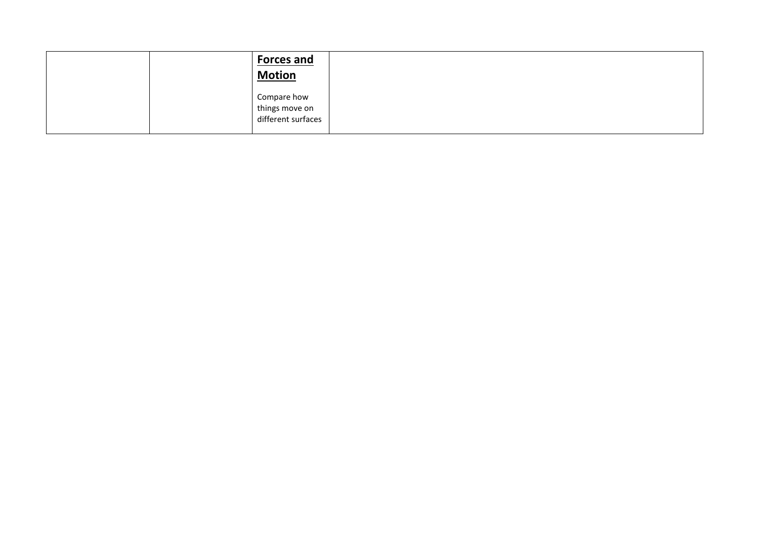| | | | |
|---|---|---|---|
| | | **<u>Forces and Motion</u>**<br><br>Compare how things move on different surfaces | |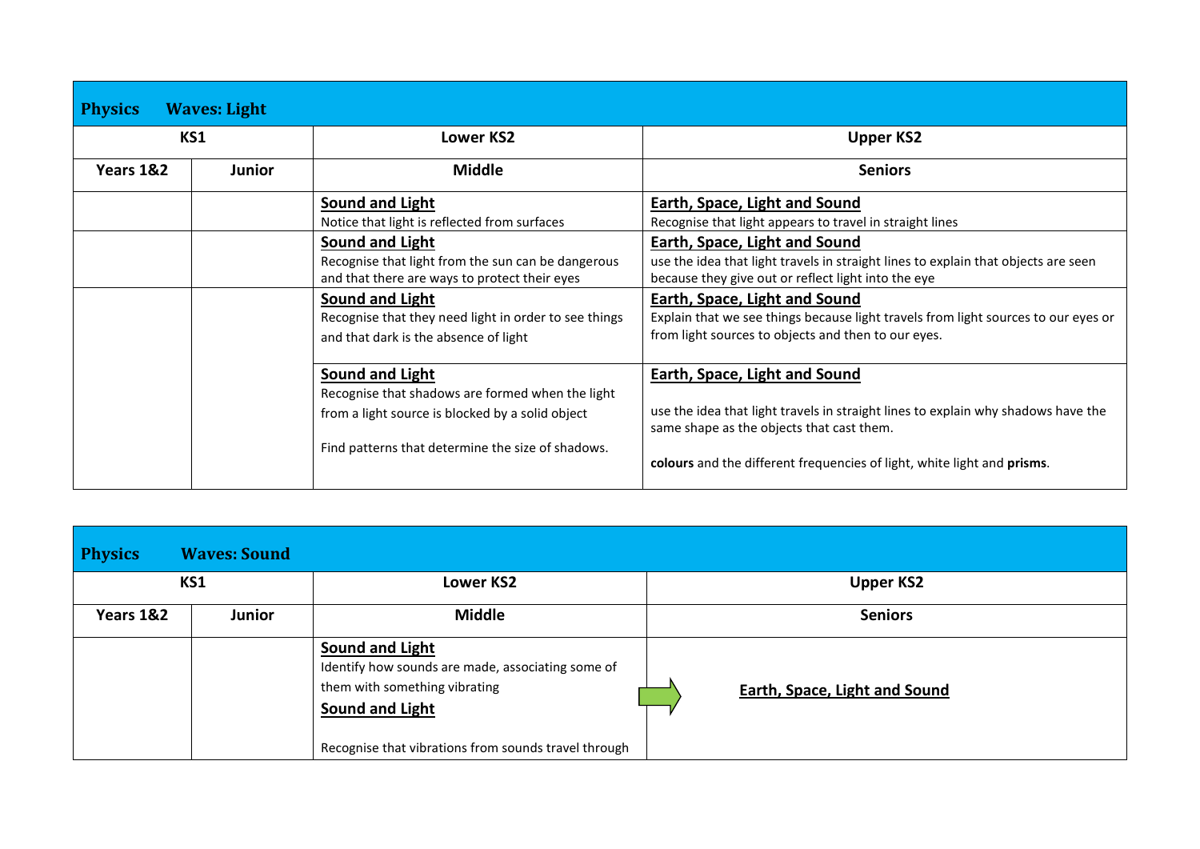| **Physics** **Waves: Light** | | | |
|---|---|---|---|
| **KS1** | | **Lower KS2** | **Upper KS2** |
| **Years 1&2** | **Junior** | **Middle** | **Seniors** |
| | | <u>**Sound and Light**</u><br>Notice that light is reflected from surfaces | <u>**Earth, Space, Light and Sound**</u><br>Recognise that light appears to travel in straight lines |
| | | <u>**Sound and Light**</u><br>Recognise that light from the sun can be dangerous and that there are ways to protect their eyes | <u>**Earth, Space, Light and Sound**</u><br>use the idea that light travels in straight lines to explain that objects are seen because they give out or reflect light into the eye |
| | | <u>**Sound and Light**</u><br>Recognise that they need light in order to see things and that dark is the absence of light | <u>**Earth, Space, Light and Sound**</u><br>Explain that we see things because light travels from light sources to our eyes or from light sources to objects and then to our eyes. |
| | | <u>**Sound and Light**</u><br>Recognise that shadows are formed when the light from a light source is blocked by a solid object<br><br>Find patterns that determine the size of shadows. | <u>**Earth, Space, Light and Sound**</u><br><br>use the idea that light travels in straight lines to explain why shadows have the same shape as the objects that cast them.<br><br>**colours** and the different frequencies of light, white light and **prisms**. |

| **Physics** **Waves: Sound** | | | |
|---|---|---|---|
| **KS1** | | **Lower KS2** | **Upper KS2** |
| **Years 1&2** | **Junior** | **Middle** | **Seniors** |
| | | <u>**Sound and Light**</u><br>Identify how sounds are made, associating some of them with something vibrating<br><u>**Sound and Light**</u><br><br>Recognise that vibrations from sounds travel through | <u>**Earth, Space, Light and Sound**</u> |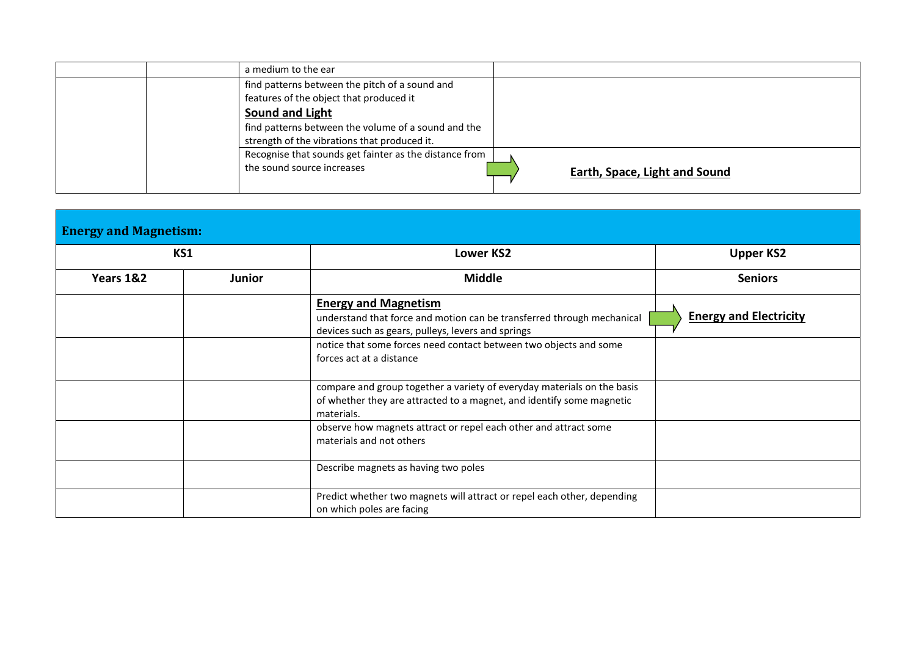| | | | |
|---|---|---|---|
| | | a medium to the ear | |
| | | find patterns between the pitch of a sound and features of the object that produced it<br>**Sound and Light**<br>find patterns between the volume of a sound and the strength of the vibrations that produced it. | |
| | | Recognise that sounds get fainter as the distance from the sound source increases | **Earth, Space, Light and Sound** |

## Energy and Magnetism:

| KS1 | | Lower KS2 | Upper KS2 |
|---|---|---|---|
| **Years 1&2** | **Junior** | **Middle** | **Seniors** |
| | | **Energy and Magnetism**<br>understand that force and motion can be transferred through mechanical devices such as gears, pulleys, levers and springs | **Energy and Electricity** |
| | | notice that some forces need contact between two objects and some forces act at a distance | |
| | | compare and group together a variety of everyday materials on the basis of whether they are attracted to a magnet, and identify some magnetic materials. | |
| | | observe how magnets attract or repel each other and attract some materials and not others | |
| | | Describe magnets as having two poles | |
| | | Predict whether two magnets will attract or repel each other, depending on which poles are facing | |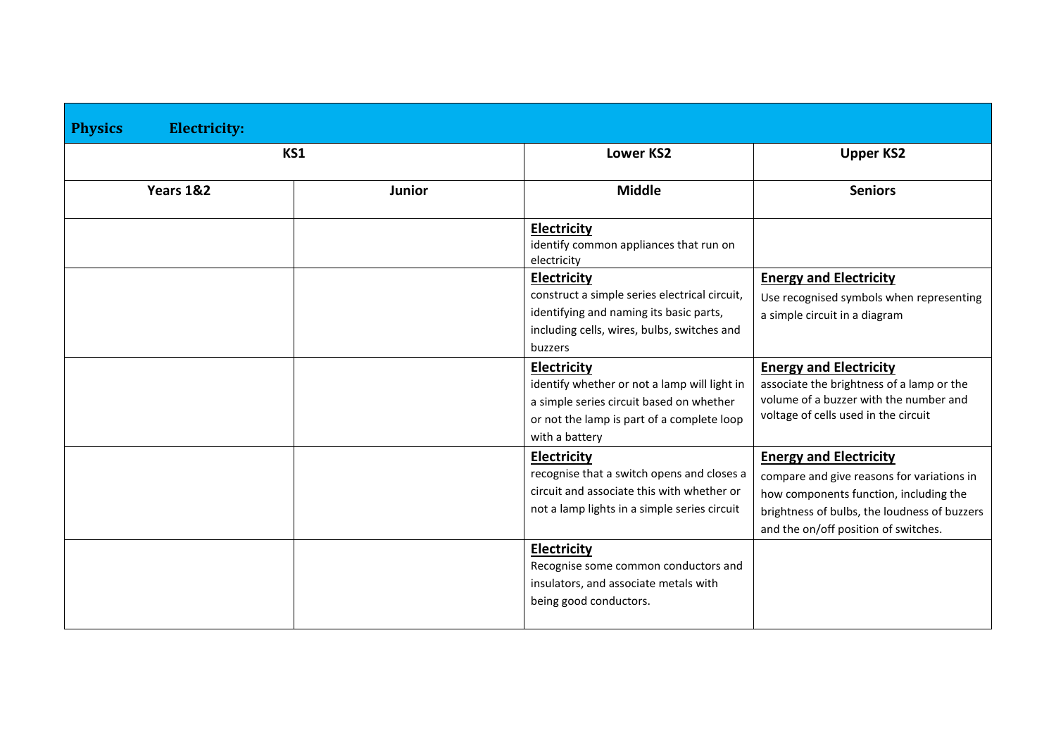| **Physics Electricity:** | | | |
|---|---|---|---|
| **KS1** | | **Lower KS2** | **Upper KS2** |
| **Years 1&2** | **Junior** | **Middle** | **Seniors** |
| | | **Electricity**<br>identify common appliances that run on electricity | |
| | | **Electricity**<br>construct a simple series electrical circuit, identifying and naming its basic parts, including cells, wires, bulbs, switches and buzzers | **Energy and Electricity**<br>Use recognised symbols when representing a simple circuit in a diagram |
| | | **Electricity**<br>identify whether or not a lamp will light in a simple series circuit based on whether or not the lamp is part of a complete loop with a battery | **Energy and Electricity**<br>associate the brightness of a lamp or the volume of a buzzer with the number and voltage of cells used in the circuit |
| | | **Electricity**<br>recognise that a switch opens and closes a circuit and associate this with whether or not a lamp lights in a simple series circuit | **Energy and Electricity**<br>compare and give reasons for variations in how components function, including the brightness of bulbs, the loudness of buzzers and the on/off position of switches. |
| | | **Electricity**<br>Recognise some common conductors and insulators, and associate metals with being good conductors. | |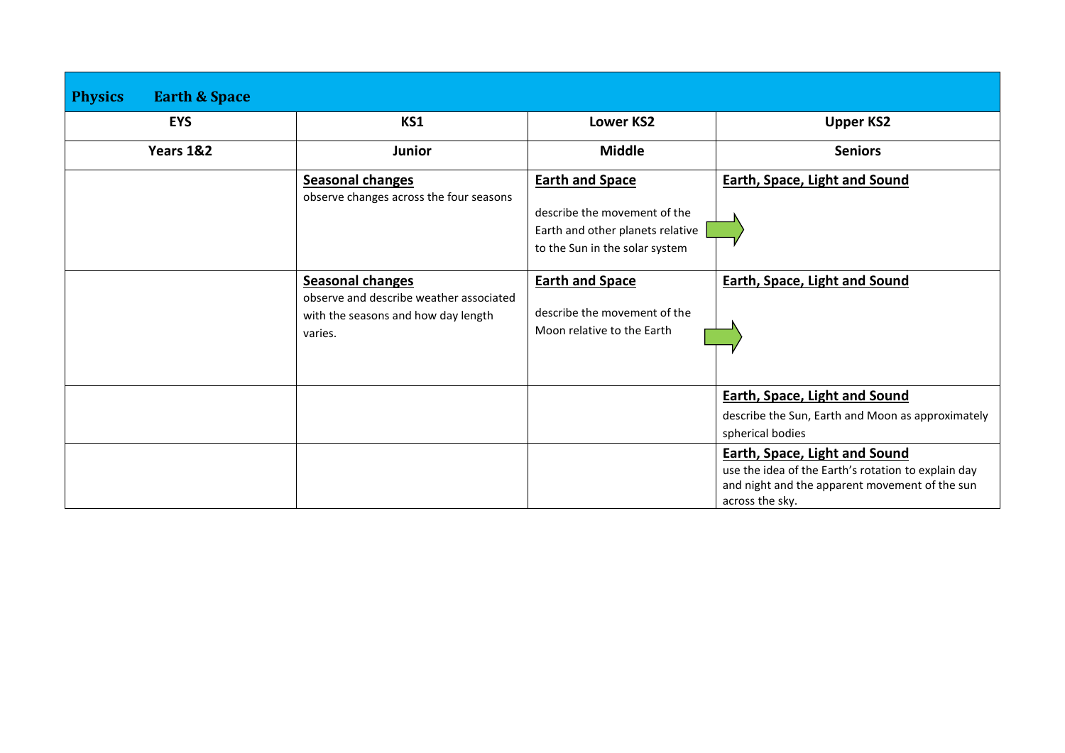| **Physics Earth & Space** | | | |
|---|---|---|---|
| **EYS** | **KS1** | **Lower KS2** | **Upper KS2** |
| **Years 1&2** | **Junior** | **Middle** | **Seniors** |
| | **Seasonal changes** observe changes across the four seasons | **Earth and Space** describe the movement of the Earth and other planets relative to the Sun in the solar system | **Earth, Space, Light and Sound** |
| | **Seasonal changes** observe and describe weather associated with the seasons and how day length varies. | **Earth and Space** describe the movement of the Moon relative to the Earth | **Earth, Space, Light and Sound** |
| | | | **Earth, Space, Light and Sound** describe the Sun, Earth and Moon as approximately spherical bodies |
| | | | **Earth, Space, Light and Sound** use the idea of the Earth's rotation to explain day and night and the apparent movement of the sun across the sky. |